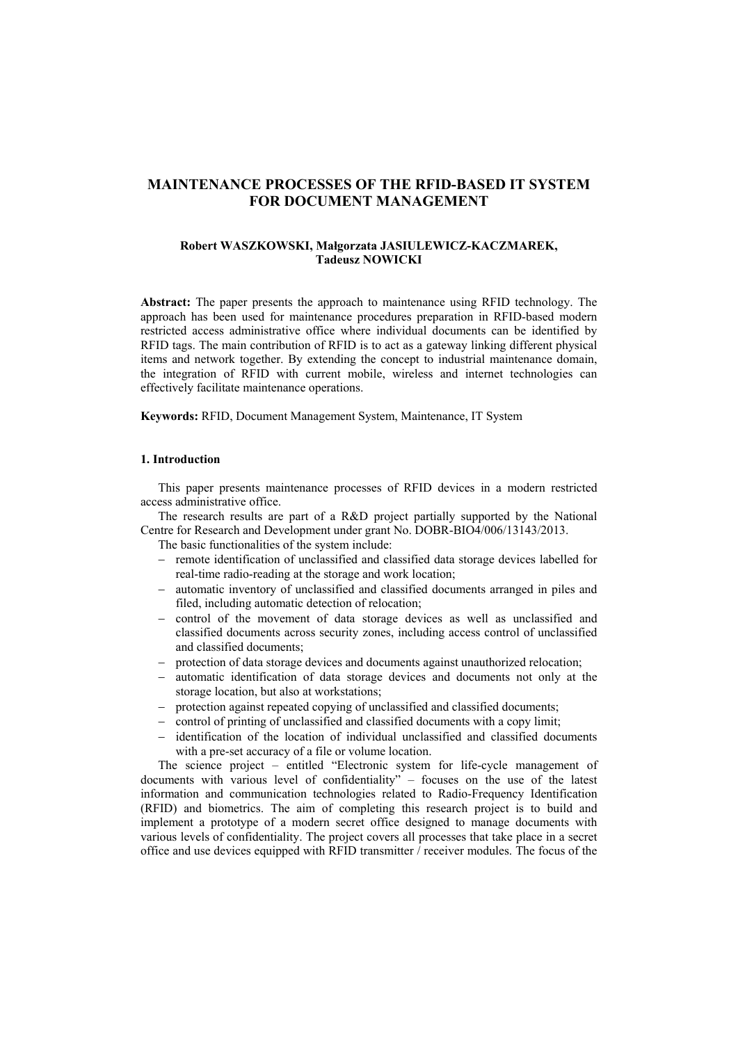# MAINTENANCE PROCESSES OF THE RFID-BASED IT SYSTEM FOR DOCUMENT MANAGEMENT

**Robert WASZKOWSKI, Małgorzata JASIULEWICZ-KACZMAREK, Tadeusz NOWICKI**

**Abstract:** The paper presents the approach to maintenance using RFID technology. The approach has been used for maintenance procedures preparation in RFID-based modern restricted access administrative office where individual documents can be identified by RFID tags. The main contribution of RFID is to act as a gateway linking different physical items and network together. By extending the concept to industrial maintenance domain, the integration of RFID with current mobile, wireless and internet technologies can effectively facilitate maintenance operations.

**Keywords:** RFID, Document Management System, Maintenance, IT System

## 1. Introduction

This paper presents maintenance processes of RFID devices in a modern restricted access administrative office.

The research results are part of a R&D project partially supported by the National Centre for Research and Development under grant No. DOBR-BIO4/006/13143/2013.

The basic functionalities of the system include:

- remote identification of unclassified and classified data storage devices labelled for real-time radio-reading at the storage and work location;
- automatic inventory of unclassified and classified documents arranged in piles and filed, including automatic detection of relocation;
- control of the movement of data storage devices as well as unclassified and classified documents across security zones, including access control of unclassified and classified documents;
- protection of data storage devices and documents against unauthorized relocation;
- automatic identification of data storage devices and documents not only at the storage location, but also at workstations;
- protection against repeated copying of unclassified and classified documents;
- control of printing of unclassified and classified documents with a copy limit;
- identification of the location of individual unclassified and classified documents with a pre-set accuracy of a file or volume location.

The science project – entitled "Electronic system for life-cycle management of documents with various level of confidentiality" – focuses on the use of the latest information and communication technologies related to Radio-Frequency Identification (RFID) and biometrics. The aim of completing this research project is to build and implement a prototype of a modern secret office designed to manage documents with various levels of confidentiality. The project covers all processes that take place in a secret office and use devices equipped with RFID transmitter / receiver modules. The focus of the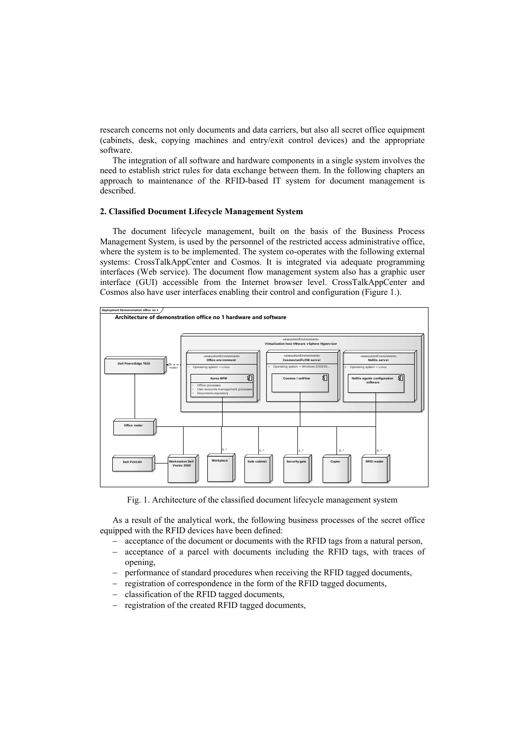research concerns not only documents and data carriers, but also all secret office equipment (cabinets, desk, copying machines and entry/exit control devices) and the appropriate software.

The integration of all software and hardware components in a single system involves the need to establish strict rules for data exchange between them. In the following chapters an approach to maintenance of the RFID-based IT system for document management is described.

## 2. Classified Document Lifecycle Management System

The document lifecycle management, built on the basis of the Business Process Management System, is used by the personnel of the restricted access administrative office, where the system is to be implemented. The system co-operates with the following external systems: CrossTalkAppCenter and Cosmos. It is integrated via adequate programming interfaces (Web service). The document flow management system also has a graphic user interface (GUI) accessible from the Internet browser level. CrossTalkAppCenter and Cosmos also have user interfaces enabling their control and configuration (Figure 1.).

Fig. 1. Architecture of the classified document lifecycle management system

As a result of the analytical work, the following business processes of the secret office equipped with the RFID devices have been defined:

- acceptance of the document or documents with the RFID tags from a natural person,
- acceptance of a parcel with documents including the RFID tags, with traces of opening,
- performance of standard procedures when receiving the RFID tagged documents,
- registration of correspondence in the form of the RFID tagged documents,
- classification of the RFID tagged documents,
- registration of the created RFID tagged documents,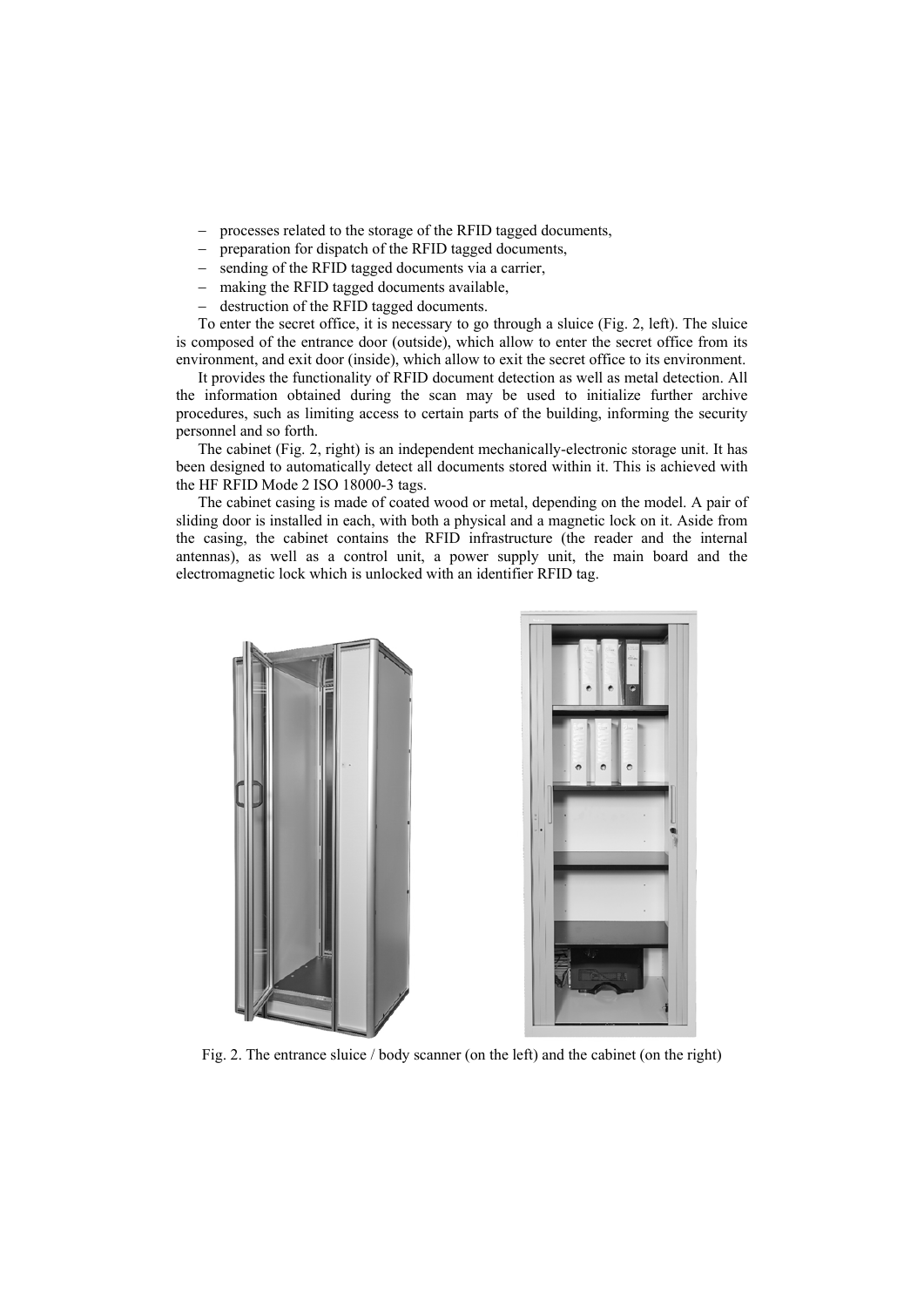- processes related to the storage of the RFID tagged documents,
- preparation for dispatch of the RFID tagged documents,
- sending of the RFID tagged documents via a carrier,
- making the RFID tagged documents available,
- destruction of the RFID tagged documents.

To enter the secret office, it is necessary to go through a sluice (Fig. 2, left). The sluice is composed of the entrance door (outside), which allow to enter the secret office from its environment, and exit door (inside), which allow to exit the secret office to its environment.

It provides the functionality of RFID document detection as well as metal detection. All the information obtained during the scan may be used to initialize further archive procedures, such as limiting access to certain parts of the building, informing the security personnel and so forth.

The cabinet (Fig. 2, right) is an independent mechanically-electronic storage unit. It has been designed to automatically detect all documents stored within it. This is achieved with the HF RFID Mode 2 ISO 18000-3 tags.

The cabinet casing is made of coated wood or metal, depending on the model. A pair of sliding door is installed in each, with both a physical and a magnetic lock on it. Aside from the casing, the cabinet contains the RFID infrastructure (the reader and the internal antennas), as well as a control unit, a power supply unit, the main board and the electromagnetic lock which is unlocked with an identifier RFID tag.

Fig. 2. The entrance sluice / body scanner (on the left) and the cabinet (on the right)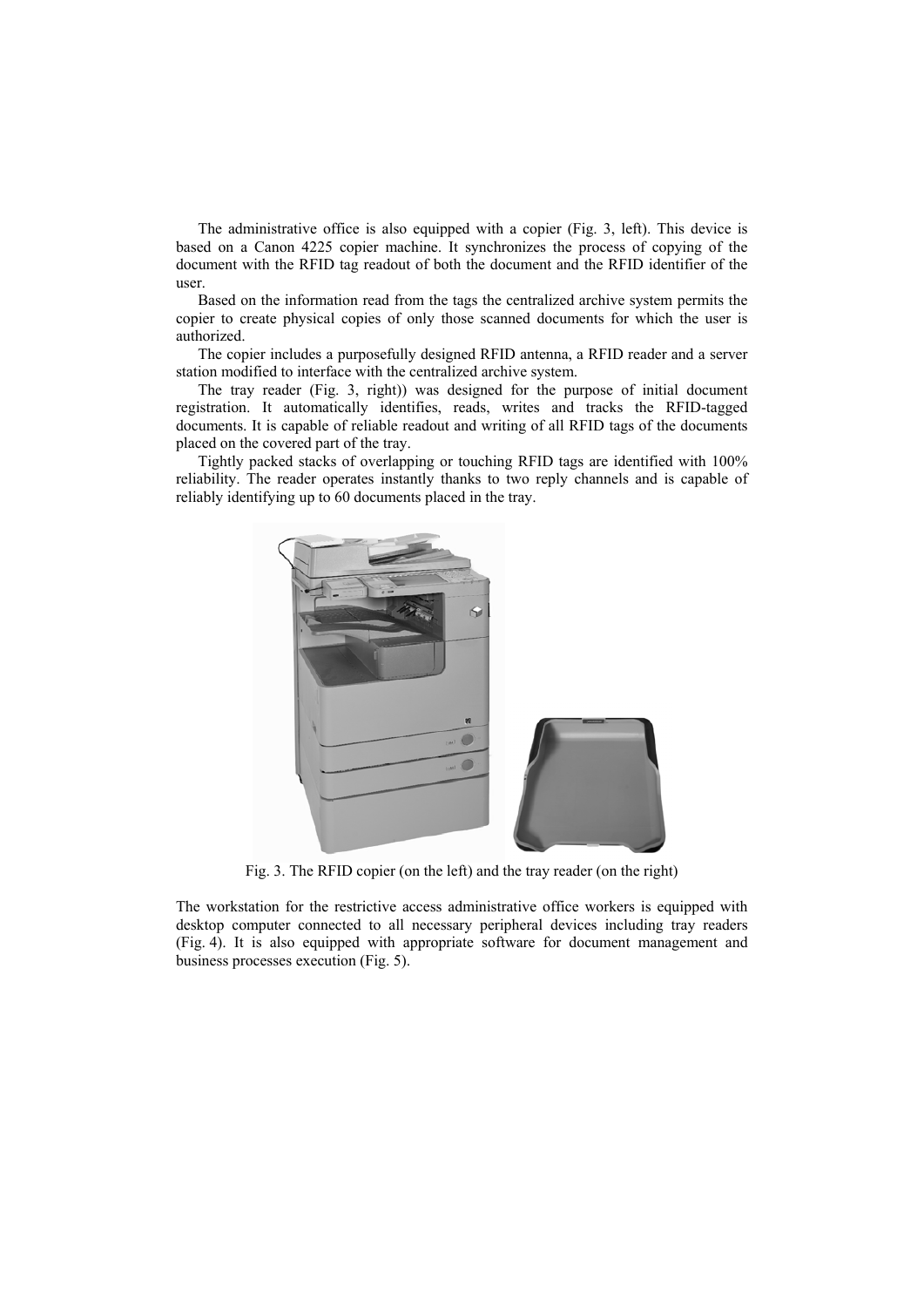The administrative office is also equipped with a copier (Fig. 3, left). This device is based on a Canon 4225 copier machine. It synchronizes the process of copying of the document with the RFID tag readout of both the document and the RFID identifier of the user.

Based on the information read from the tags the centralized archive system permits the copier to create physical copies of only those scanned documents for which the user is authorized.

The copier includes a purposefully designed RFID antenna, a RFID reader and a server station modified to interface with the centralized archive system.

The tray reader (Fig. 3, right)) was designed for the purpose of initial document registration. It automatically identifies, reads, writes and tracks the RFID-tagged documents. It is capable of reliable readout and writing of all RFID tags of the documents placed on the covered part of the tray.

Tightly packed stacks of overlapping or touching RFID tags are identified with 100% reliability. The reader operates instantly thanks to two reply channels and is capable of reliably identifying up to 60 documents placed in the tray.

Fig. 3. The RFID copier (on the left) and the tray reader (on the right)

The workstation for the restrictive access administrative office workers is equipped with desktop computer connected to all necessary peripheral devices including tray readers (Fig. 4). It is also equipped with appropriate software for document management and business processes execution (Fig. 5).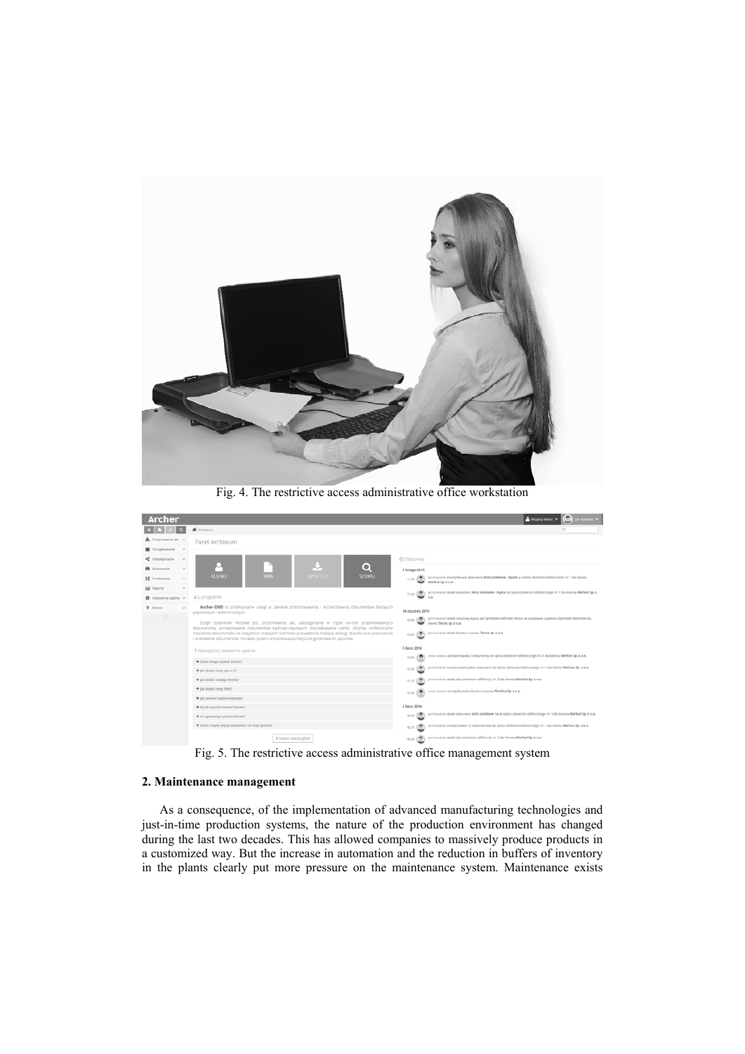Fig. 4. The restrictive access administrative office workstation

Fig. 5. The restrictive access administrative office management system

## 2. Maintenance management

As a consequence, of the implementation of advanced manufacturing technologies and just-in-time production systems, the nature of the production environment has changed during the last two decades. This has allowed companies to massively produce products in a customized way. But the increase in automation and the reduction in buffers of inventory in the plants clearly put more pressure on the maintenance system. Maintenance exists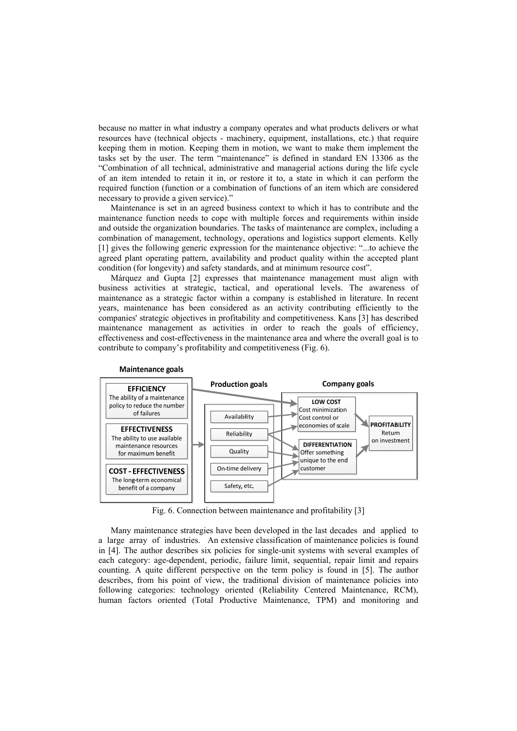because no matter in what industry a company operates and what products delivers or what resources have (technical objects - machinery, equipment, installations, etc.) that require keeping them in motion. Keeping them in motion, we want to make them implement the tasks set by the user. The term "maintenance" is defined in standard EN 13306 as the "Combination of all technical, administrative and managerial actions during the life cycle of an item intended to retain it in, or restore it to, a state in which it can perform the required function (function or a combination of functions of an item which are considered necessary to provide a given service)."

Maintenance is set in an agreed business context to which it has to contribute and the maintenance function needs to cope with multiple forces and requirements within inside and outside the organization boundaries. The tasks of maintenance are complex, including a combination of management, technology, operations and logistics support elements. Kelly [1] gives the following generic expression for the maintenance objective: "...to achieve the agreed plant operating pattern, availability and product quality within the accepted plant condition (for longevity) and safety standards, and at minimum resource cost".

Márquez and Gupta [2] expresses that maintenance management must align with business activities at strategic, tactical, and operational levels. The awareness of maintenance as a strategic factor within a company is established in literature. In recent years, maintenance has been considered as an activity contributing efficiently to the companies' strategic objectives in profitability and competitiveness. Kans [3] has described maintenance management as activities in order to reach the goals of efficiency, effectiveness and cost-effectiveness in the maintenance area and where the overall goal is to contribute to company's profitability and competitiveness (Fig. 6).

Fig. 6. Connection between maintenance and profitability [3]

Many maintenance strategies have been developed in the last decades and applied to a large array of industries. An extensive classification of maintenance policies is found in [4]. The author describes six policies for single-unit systems with several examples of each category: age-dependent, periodic, failure limit, sequential, repair limit and repairs counting. A quite different perspective on the term policy is found in [5]. The author describes, from his point of view, the traditional division of maintenance policies into following categories: technology oriented (Reliability Centered Maintenance, RCM), human factors oriented (Total Productive Maintenance, TPM) and monitoring and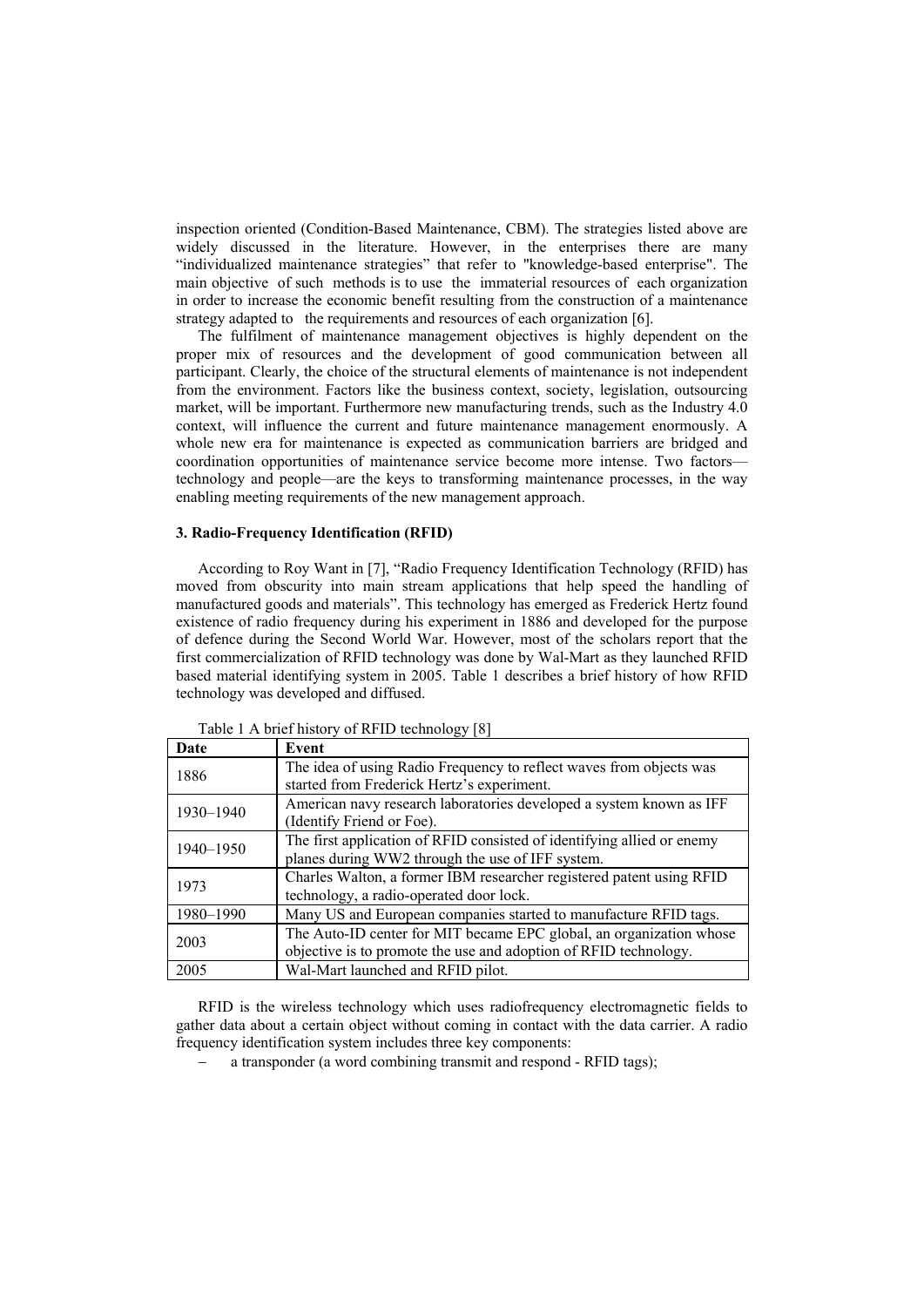inspection oriented (Condition-Based Maintenance, CBM). The strategies listed above are widely discussed in the literature. However, in the enterprises there are many "individualized maintenance strategies" that refer to "knowledge-based enterprise". The main objective of such methods is to use the immaterial resources of each organization in order to increase the economic benefit resulting from the construction of a maintenance strategy adapted to the requirements and resources of each organization [6].

The fulfilment of maintenance management objectives is highly dependent on the proper mix of resources and the development of good communication between all participant. Clearly, the choice of the structural elements of maintenance is not independent from the environment. Factors like the business context, society, legislation, outsourcing market, will be important. Furthermore new manufacturing trends, such as the Industry 4.0 context, will influence the current and future maintenance management enormously. A whole new era for maintenance is expected as communication barriers are bridged and coordination opportunities of maintenance service become more intense. Two factors—technology and people—are the keys to transforming maintenance processes, in the way enabling meeting requirements of the new management approach.

### 3. Radio-Frequency Identification (RFID)

According to Roy Want in [7], "Radio Frequency Identification Technology (RFID) has moved from obscurity into main stream applications that help speed the handling of manufactured goods and materials". This technology has emerged as Frederick Hertz found existence of radio frequency during his experiment in 1886 and developed for the purpose of defence during the Second World War. However, most of the scholars report that the first commercialization of RFID technology was done by Wal-Mart as they launched RFID based material identifying system in 2005. Table 1 describes a brief history of how RFID technology was developed and diffused.

Table 1 A brief history of RFID technology [8]

| Date | Event |
|---|---|
| 1886 | The idea of using Radio Frequency to reflect waves from objects was started from Frederick Hertz's experiment. |
| 1930–1940 | American navy research laboratories developed a system known as IFF (Identify Friend or Foe). |
| 1940–1950 | The first application of RFID consisted of identifying allied or enemy planes during WW2 through the use of IFF system. |
| 1973 | Charles Walton, a former IBM researcher registered patent using RFID technology, a radio-operated door lock. |
| 1980–1990 | Many US and European companies started to manufacture RFID tags. |
| 2003 | The Auto-ID center for MIT became EPC global, an organization whose objective is to promote the use and adoption of RFID technology. |
| 2005 | Wal-Mart launched and RFID pilot. |

RFID is the wireless technology which uses radiofrequency electromagnetic fields to gather data about a certain object without coming in contact with the data carrier. A radio frequency identification system includes three key components:

- a transponder (a word combining transmit and respond - RFID tags);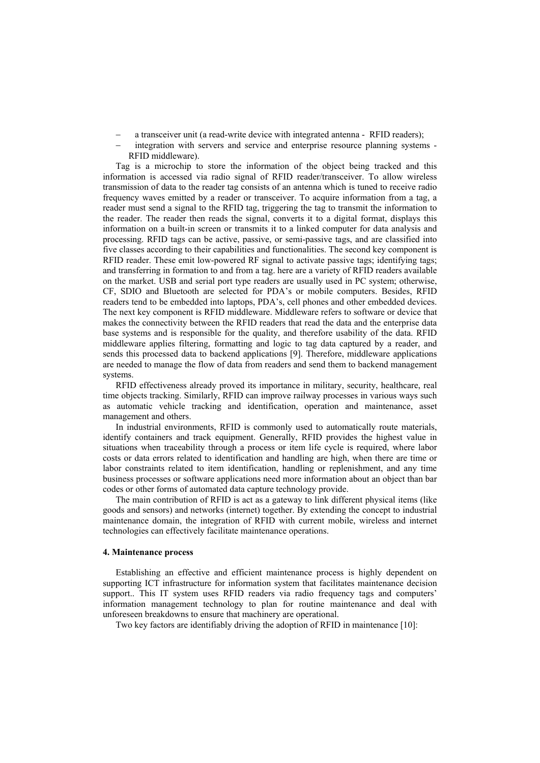- a transceiver unit (a read-write device with integrated antenna - RFID readers);
- integration with servers and service and enterprise resource planning systems - RFID middleware).

Tag is a microchip to store the information of the object being tracked and this information is accessed via radio signal of RFID reader/transceiver. To allow wireless transmission of data to the reader tag consists of an antenna which is tuned to receive radio frequency waves emitted by a reader or transceiver. To acquire information from a tag, a reader must send a signal to the RFID tag, triggering the tag to transmit the information to the reader. The reader then reads the signal, converts it to a digital format, displays this information on a built-in screen or transmits it to a linked computer for data analysis and processing. RFID tags can be active, passive, or semi-passive tags, and are classified into five classes according to their capabilities and functionalities. The second key component is RFID reader. These emit low-powered RF signal to activate passive tags; identifying tags; and transferring in formation to and from a tag. here are a variety of RFID readers available on the market. USB and serial port type readers are usually used in PC system; otherwise, CF, SDIO and Bluetooth are selected for PDA's or mobile computers. Besides, RFID readers tend to be embedded into laptops, PDA's, cell phones and other embedded devices. The next key component is RFID middleware. Middleware refers to software or device that makes the connectivity between the RFID readers that read the data and the enterprise data base systems and is responsible for the quality, and therefore usability of the data. RFID middleware applies filtering, formatting and logic to tag data captured by a reader, and sends this processed data to backend applications [9]. Therefore, middleware applications are needed to manage the flow of data from readers and send them to backend management systems.

RFID effectiveness already proved its importance in military, security, healthcare, real time objects tracking. Similarly, RFID can improve railway processes in various ways such as automatic vehicle tracking and identification, operation and maintenance, asset management and others.

In industrial environments, RFID is commonly used to automatically route materials, identify containers and track equipment. Generally, RFID provides the highest value in situations when traceability through a process or item life cycle is required, where labor costs or data errors related to identification and handling are high, when there are time or labor constraints related to item identification, handling or replenishment, and any time business processes or software applications need more information about an object than bar codes or other forms of automated data capture technology provide.

The main contribution of RFID is act as a gateway to link different physical items (like goods and sensors) and networks (internet) together. By extending the concept to industrial maintenance domain, the integration of RFID with current mobile, wireless and internet technologies can effectively facilitate maintenance operations.

### 4. Maintenance process

Establishing an effective and efficient maintenance process is highly dependent on supporting ICT infrastructure for information system that facilitates maintenance decision support.. This IT system uses RFID readers via radio frequency tags and computers' information management technology to plan for routine maintenance and deal with unforeseen breakdowns to ensure that machinery are operational.

Two key factors are identifiably driving the adoption of RFID in maintenance [10]: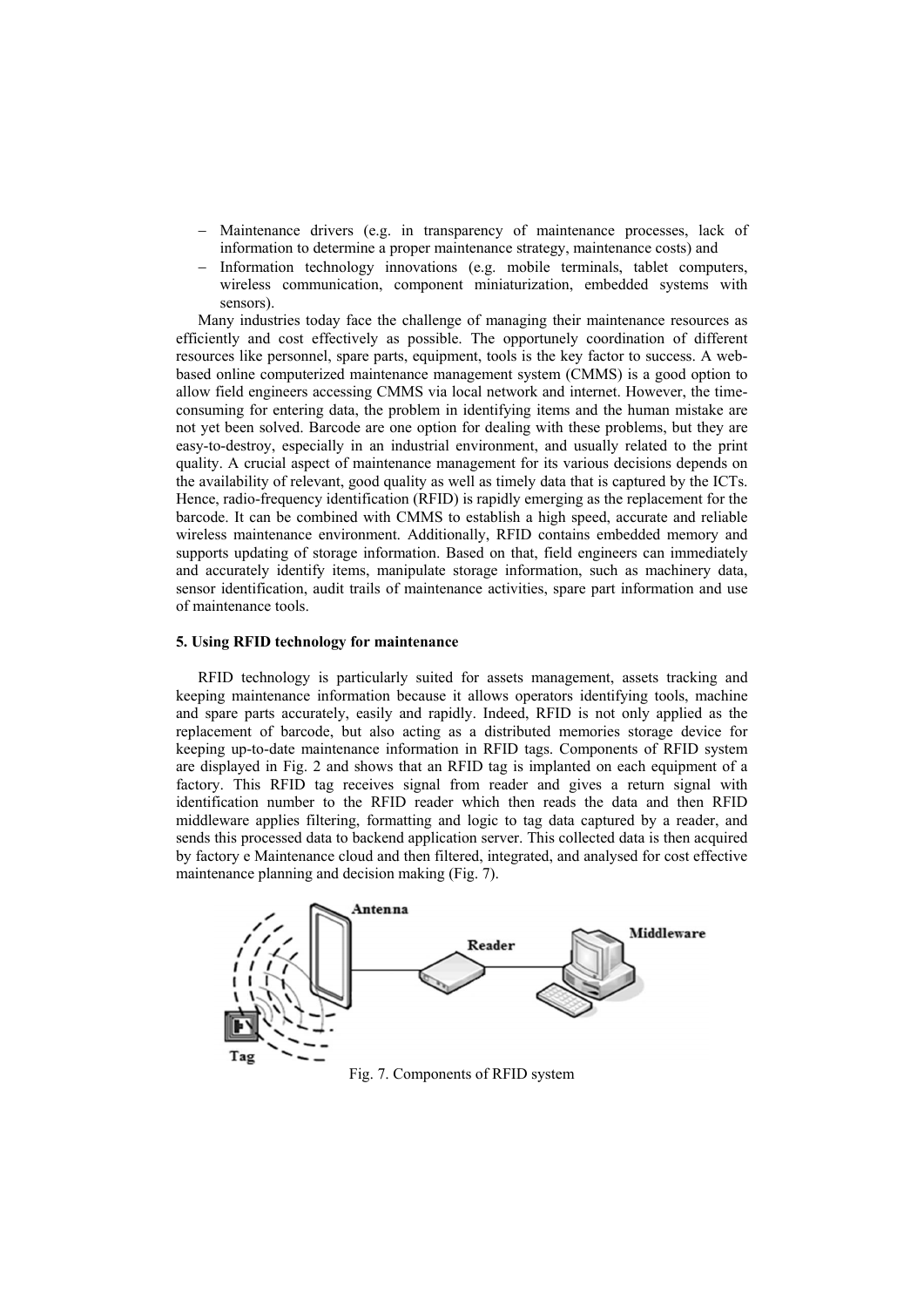- Maintenance drivers (e.g. in transparency of maintenance processes, lack of information to determine a proper maintenance strategy, maintenance costs) and
- Information technology innovations (e.g. mobile terminals, tablet computers, wireless communication, component miniaturization, embedded systems with sensors).

Many industries today face the challenge of managing their maintenance resources as efficiently and cost effectively as possible. The opportunely coordination of different resources like personnel, spare parts, equipment, tools is the key factor to success. A web-based online computerized maintenance management system (CMMS) is a good option to allow field engineers accessing CMMS via local network and internet. However, the time-consuming for entering data, the problem in identifying items and the human mistake are not yet been solved. Barcode are one option for dealing with these problems, but they are easy-to-destroy, especially in an industrial environment, and usually related to the print quality. A crucial aspect of maintenance management for its various decisions depends on the availability of relevant, good quality as well as timely data that is captured by the ICTs. Hence, radio-frequency identification (RFID) is rapidly emerging as the replacement for the barcode. It can be combined with CMMS to establish a high speed, accurate and reliable wireless maintenance environment. Additionally, RFID contains embedded memory and supports updating of storage information. Based on that, field engineers can immediately and accurately identify items, manipulate storage information, such as machinery data, sensor identification, audit trails of maintenance activities, spare part information and use of maintenance tools.

## 5. Using RFID technology for maintenance

RFID technology is particularly suited for assets management, assets tracking and keeping maintenance information because it allows operators identifying tools, machine and spare parts accurately, easily and rapidly. Indeed, RFID is not only applied as the replacement of barcode, but also acting as a distributed memories storage device for keeping up-to-date maintenance information in RFID tags. Components of RFID system are displayed in Fig. 2 and shows that an RFID tag is implanted on each equipment of a factory. This RFID tag receives signal from reader and gives a return signal with identification number to the RFID reader which then reads the data and then RFID middleware applies filtering, formatting and logic to tag data captured by a reader, and sends this processed data to backend application server. This collected data is then acquired by factory e Maintenance cloud and then filtered, integrated, and analysed for cost effective maintenance planning and decision making (Fig. 7).

Fig. 7. Components of RFID system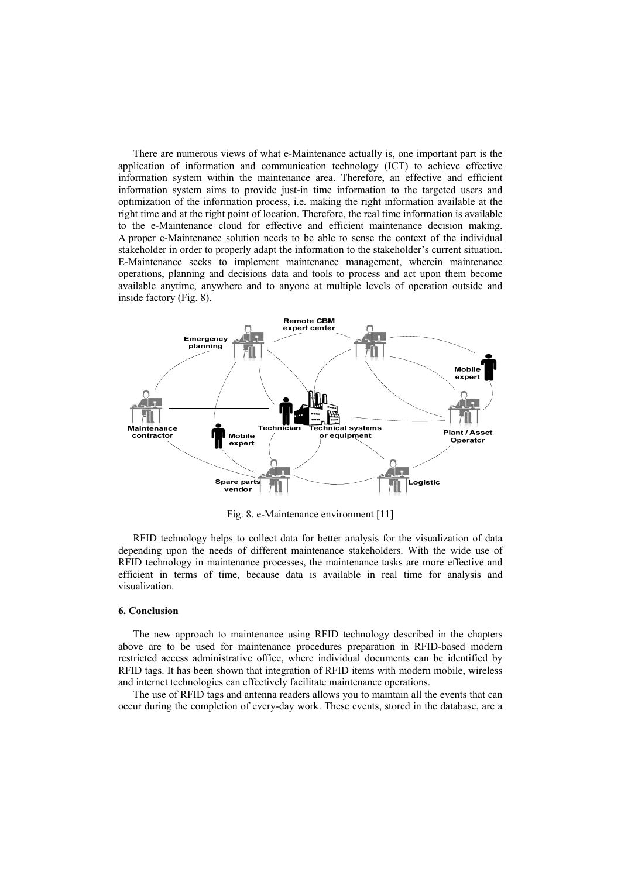There are numerous views of what e-Maintenance actually is, one important part is the application of information and communication technology (ICT) to achieve effective information system within the maintenance area. Therefore, an effective and efficient information system aims to provide just-in time information to the targeted users and optimization of the information process, i.e. making the right information available at the right time and at the right point of location. Therefore, the real time information is available to the e-Maintenance cloud for effective and efficient maintenance decision making. A proper e-Maintenance solution needs to be able to sense the context of the individual stakeholder in order to properly adapt the information to the stakeholder's current situation. E-Maintenance seeks to implement maintenance management, wherein maintenance operations, planning and decisions data and tools to process and act upon them become available anytime, anywhere and to anyone at multiple levels of operation outside and inside factory (Fig. 8).

Fig. 8. e-Maintenance environment [11]

RFID technology helps to collect data for better analysis for the visualization of data depending upon the needs of different maintenance stakeholders. With the wide use of RFID technology in maintenance processes, the maintenance tasks are more effective and efficient in terms of time, because data is available in real time for analysis and visualization.

### 6. Conclusion

The new approach to maintenance using RFID technology described in the chapters above are to be used for maintenance procedures preparation in RFID-based modern restricted access administrative office, where individual documents can be identified by RFID tags. It has been shown that integration of RFID items with modern mobile, wireless and internet technologies can effectively facilitate maintenance operations.

The use of RFID tags and antenna readers allows you to maintain all the events that can occur during the completion of every-day work. These events, stored in the database, are a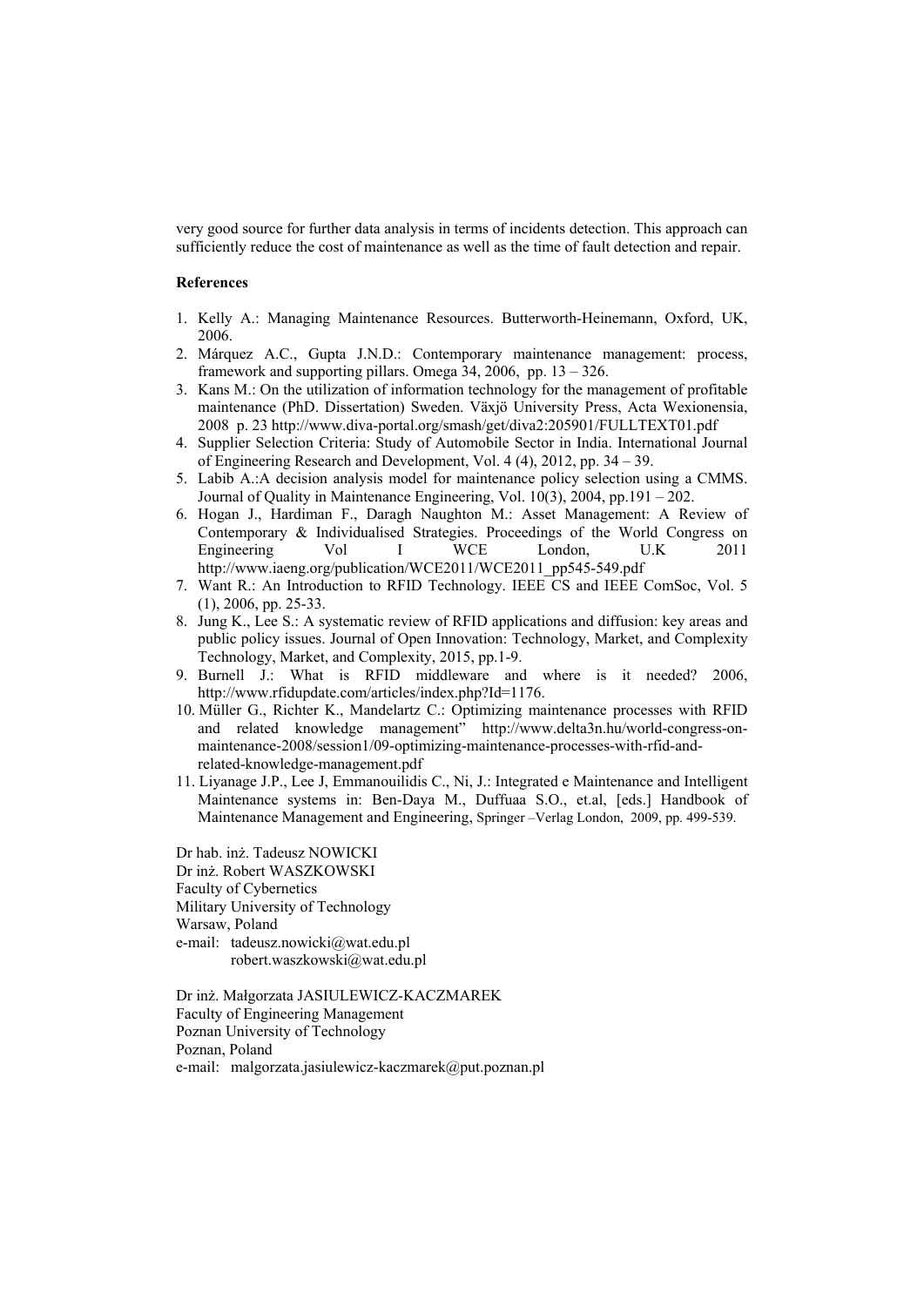very good source for further data analysis in terms of incidents detection. This approach can sufficiently reduce the cost of maintenance as well as the time of fault detection and repair.

**References**

1. Kelly A.: Managing Maintenance Resources. Butterworth-Heinemann, Oxford, UK, 2006.
2. Márquez A.C., Gupta J.N.D.: Contemporary maintenance management: process, framework and supporting pillars. Omega 34, 2006, pp. 13 – 326.
3. Kans M.: On the utilization of information technology for the management of profitable maintenance (PhD. Dissertation) Sweden. Växjö University Press, Acta Wexionensia, 2008 p. 23 http://www.diva-portal.org/smash/get/diva2:205901/FULLTEXT01.pdf
4. Supplier Selection Criteria: Study of Automobile Sector in India. International Journal of Engineering Research and Development, Vol. 4 (4), 2012, pp. 34 – 39.
5. Labib A.:A decision analysis model for maintenance policy selection using a CMMS. Journal of Quality in Maintenance Engineering, Vol. 10(3), 2004, pp.191 – 202.
6. Hogan J., Hardiman F., Daragh Naughton M.: Asset Management: A Review of Contemporary & Individualised Strategies. Proceedings of the World Congress on Engineering Vol I WCE London, U.K 2011 http://www.iaeng.org/publication/WCE2011/WCE2011_pp545-549.pdf
7. Want R.: An Introduction to RFID Technology. IEEE CS and IEEE ComSoc, Vol. 5 (1), 2006, pp. 25-33.
8. Jung K., Lee S.: A systematic review of RFID applications and diffusion: key areas and public policy issues. Journal of Open Innovation: Technology, Market, and Complexity Technology, Market, and Complexity, 2015, pp.1-9.
9. Burnell J.: What is RFID middleware and where is it needed? 2006, http://www.rfidupdate.com/articles/index.php?Id=1176.
10. Müller G., Richter K., Mandelartz C.: Optimizing maintenance processes with RFID and related knowledge management" http://www.delta3n.hu/world-congress-on-maintenance-2008/session1/09-optimizing-maintenance-processes-with-rfid-and-related-knowledge-management.pdf
11. Liyanage J.P., Lee J, Emmanouilidis C., Ni, J.: Integrated e Maintenance and Intelligent Maintenance systems in: Ben-Daya M., Duffuaa S.O., et.al, [eds.] Handbook of Maintenance Management and Engineering, Springer –Verlag London, 2009, pp. 499-539.

Dr hab. inż. Tadeusz NOWICKI
Dr inż. Robert WASZKOWSKI
Faculty of Cybernetics
Military University of Technology
Warsaw, Poland
e-mail: tadeusz.nowicki@wat.edu.pl
robert.waszkowski@wat.edu.pl

Dr inż. Małgorzata JASIULEWICZ-KACZMAREK
Faculty of Engineering Management
Poznan University of Technology
Poznan, Poland
e-mail: malgorzata.jasiulewicz-kaczmarek@put.poznan.pl